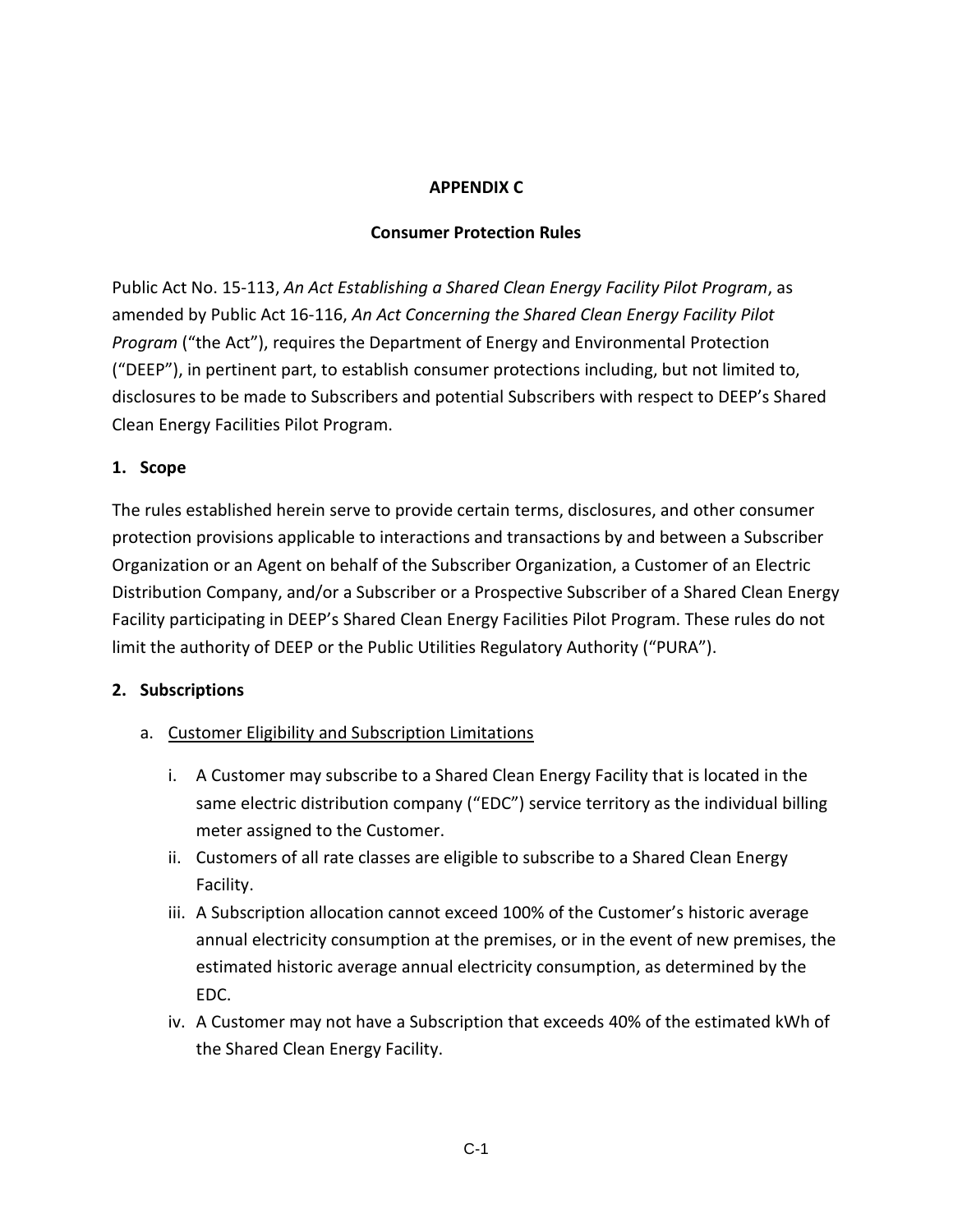# APPENDIX C

## Consumer Protection Rules

Public Act No. 15-113, *An Act Establishing a Shared Clean Energy Facility Pilot Program*, as amended by Public Act 16-116, *An Act Concerning the Shared Clean Energy Facility Pilot Program* ("the Act"), requires the Department of Energy and Environmental Protection ("DEEP"), in pertinent part, to establish consumer protections including, but not limited to, disclosures to be made to Subscribers and potential Subscribers with respect to DEEP's Shared Clean Energy Facilities Pilot Program.

### 1. Scope

The rules established herein serve to provide certain terms, disclosures, and other consumer protection provisions applicable to interactions and transactions by and between a Subscriber Organization or an Agent on behalf of the Subscriber Organization, a Customer of an Electric Distribution Company, and/or a Subscriber or a Prospective Subscriber of a Shared Clean Energy Facility participating in DEEP's Shared Clean Energy Facilities Pilot Program. These rules do not limit the authority of DEEP or the Public Utilities Regulatory Authority ("PURA").

### 2. Subscriptions

a. <u>Customer Eligibility and Subscription Limitations</u>

   i. A Customer may subscribe to a Shared Clean Energy Facility that is located in the same electric distribution company ("EDC") service territory as the individual billing meter assigned to the Customer.

   ii. Customers of all rate classes are eligible to subscribe to a Shared Clean Energy Facility.

   iii. A Subscription allocation cannot exceed 100% of the Customer's historic average annual electricity consumption at the premises, or in the event of new premises, the estimated historic average annual electricity consumption, as determined by the EDC.

   iv. A Customer may not have a Subscription that exceeds 40% of the estimated kWh of the Shared Clean Energy Facility.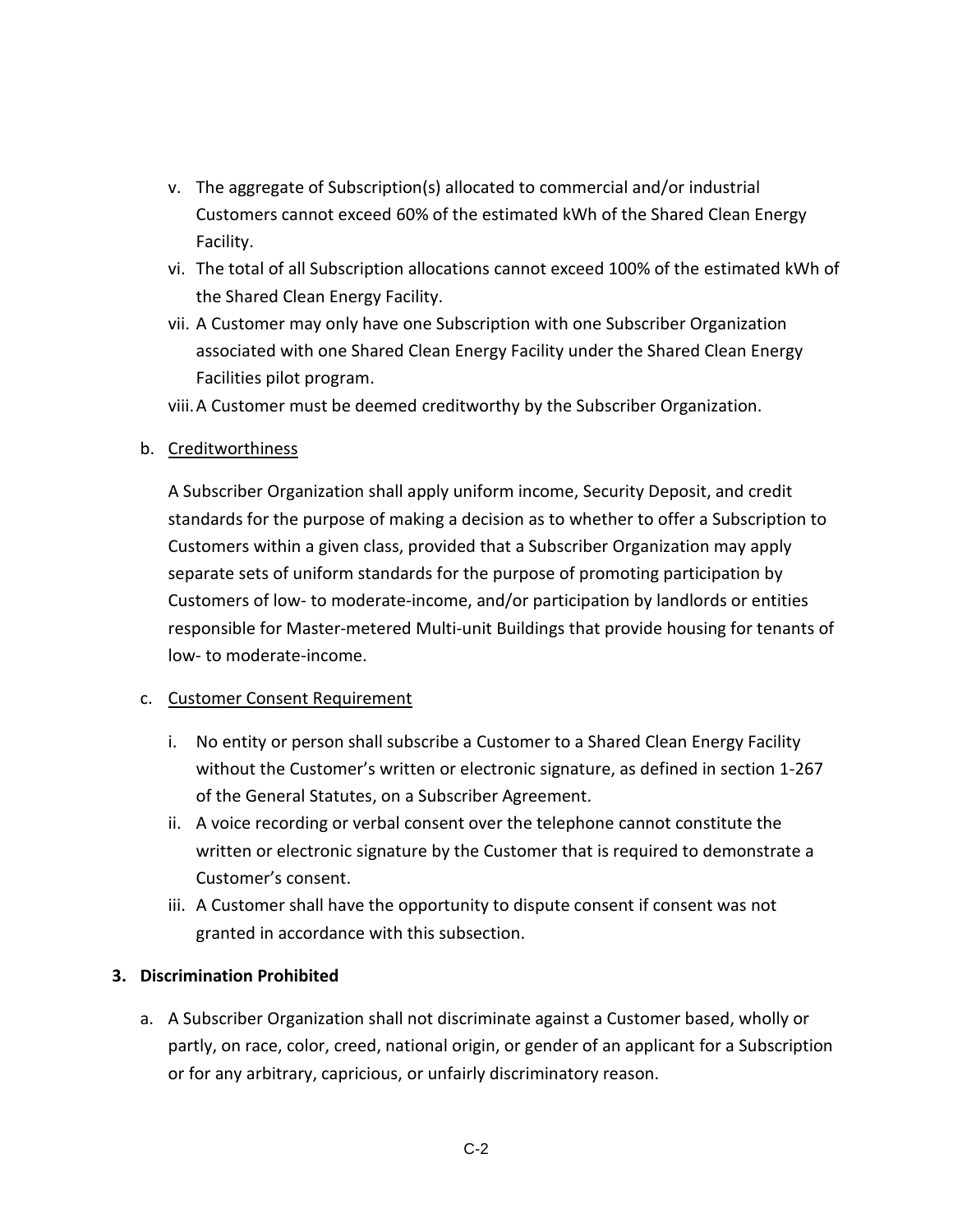v. The aggregate of Subscription(s) allocated to commercial and/or industrial Customers cannot exceed 60% of the estimated kWh of the Shared Clean Energy Facility.

vi. The total of all Subscription allocations cannot exceed 100% of the estimated kWh of the Shared Clean Energy Facility.

vii. A Customer may only have one Subscription with one Subscriber Organization associated with one Shared Clean Energy Facility under the Shared Clean Energy Facilities pilot program.

viii. A Customer must be deemed creditworthy by the Subscriber Organization.

b. Creditworthiness

A Subscriber Organization shall apply uniform income, Security Deposit, and credit standards for the purpose of making a decision as to whether to offer a Subscription to Customers within a given class, provided that a Subscriber Organization may apply separate sets of uniform standards for the purpose of promoting participation by Customers of low- to moderate-income, and/or participation by landlords or entities responsible for Master-metered Multi-unit Buildings that provide housing for tenants of low- to moderate-income.

c. Customer Consent Requirement

i. No entity or person shall subscribe a Customer to a Shared Clean Energy Facility without the Customer's written or electronic signature, as defined in section 1-267 of the General Statutes, on a Subscriber Agreement.

ii. A voice recording or verbal consent over the telephone cannot constitute the written or electronic signature by the Customer that is required to demonstrate a Customer's consent.

iii. A Customer shall have the opportunity to dispute consent if consent was not granted in accordance with this subsection.

**3. Discrimination Prohibited**

a. A Subscriber Organization shall not discriminate against a Customer based, wholly or partly, on race, color, creed, national origin, or gender of an applicant for a Subscription or for any arbitrary, capricious, or unfairly discriminatory reason.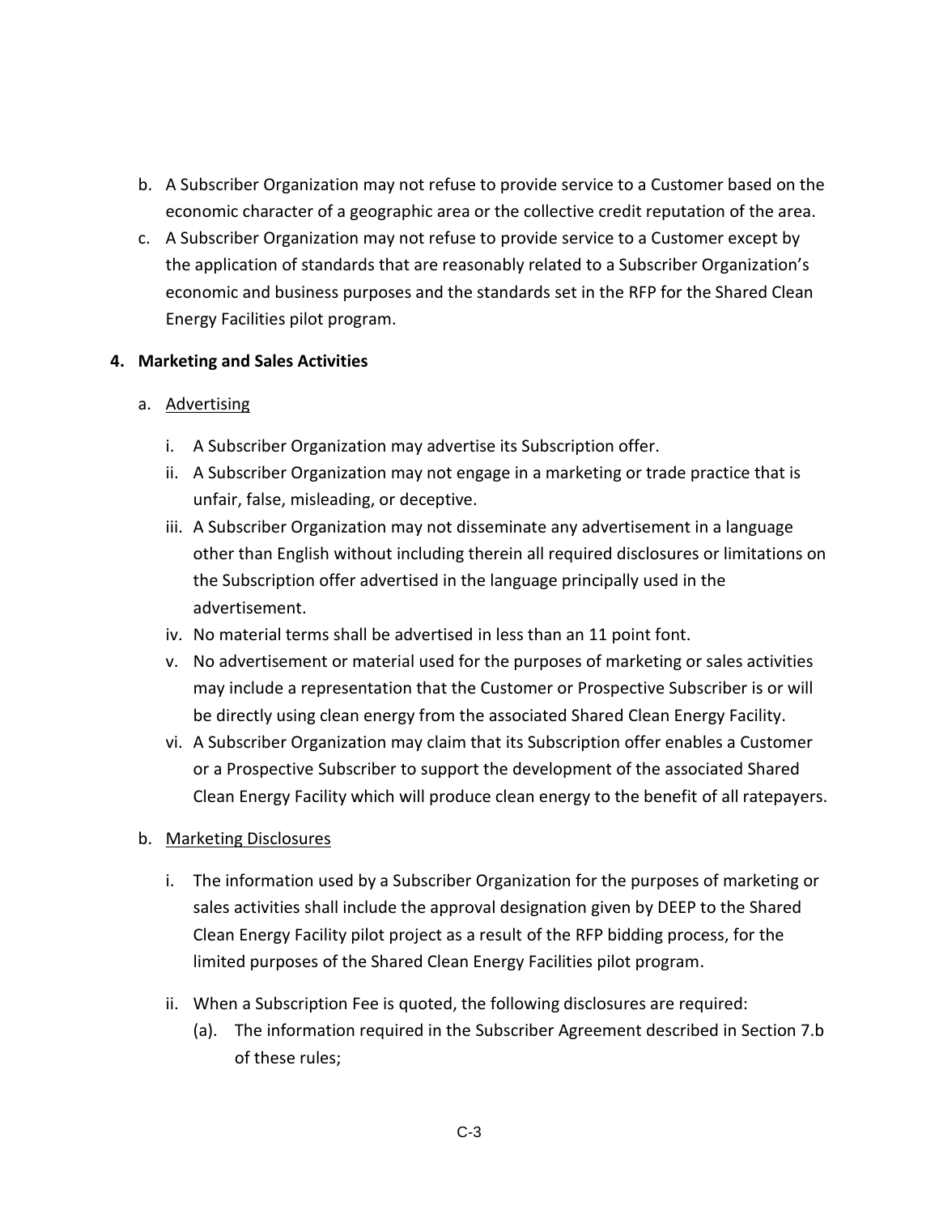b. A Subscriber Organization may not refuse to provide service to a Customer based on the economic character of a geographic area or the collective credit reputation of the area.

c. A Subscriber Organization may not refuse to provide service to a Customer except by the application of standards that are reasonably related to a Subscriber Organization's economic and business purposes and the standards set in the RFP for the Shared Clean Energy Facilities pilot program.

**4. Marketing and Sales Activities**

a. Advertising

i. A Subscriber Organization may advertise its Subscription offer.

ii. A Subscriber Organization may not engage in a marketing or trade practice that is unfair, false, misleading, or deceptive.

iii. A Subscriber Organization may not disseminate any advertisement in a language other than English without including therein all required disclosures or limitations on the Subscription offer advertised in the language principally used in the advertisement.

iv. No material terms shall be advertised in less than an 11 point font.

v. No advertisement or material used for the purposes of marketing or sales activities may include a representation that the Customer or Prospective Subscriber is or will be directly using clean energy from the associated Shared Clean Energy Facility.

vi. A Subscriber Organization may claim that its Subscription offer enables a Customer or a Prospective Subscriber to support the development of the associated Shared Clean Energy Facility which will produce clean energy to the benefit of all ratepayers.

b. Marketing Disclosures

i. The information used by a Subscriber Organization for the purposes of marketing or sales activities shall include the approval designation given by DEEP to the Shared Clean Energy Facility pilot project as a result of the RFP bidding process, for the limited purposes of the Shared Clean Energy Facilities pilot program.

ii. When a Subscription Fee is quoted, the following disclosures are required:

(a). The information required in the Subscriber Agreement described in Section 7.b of these rules;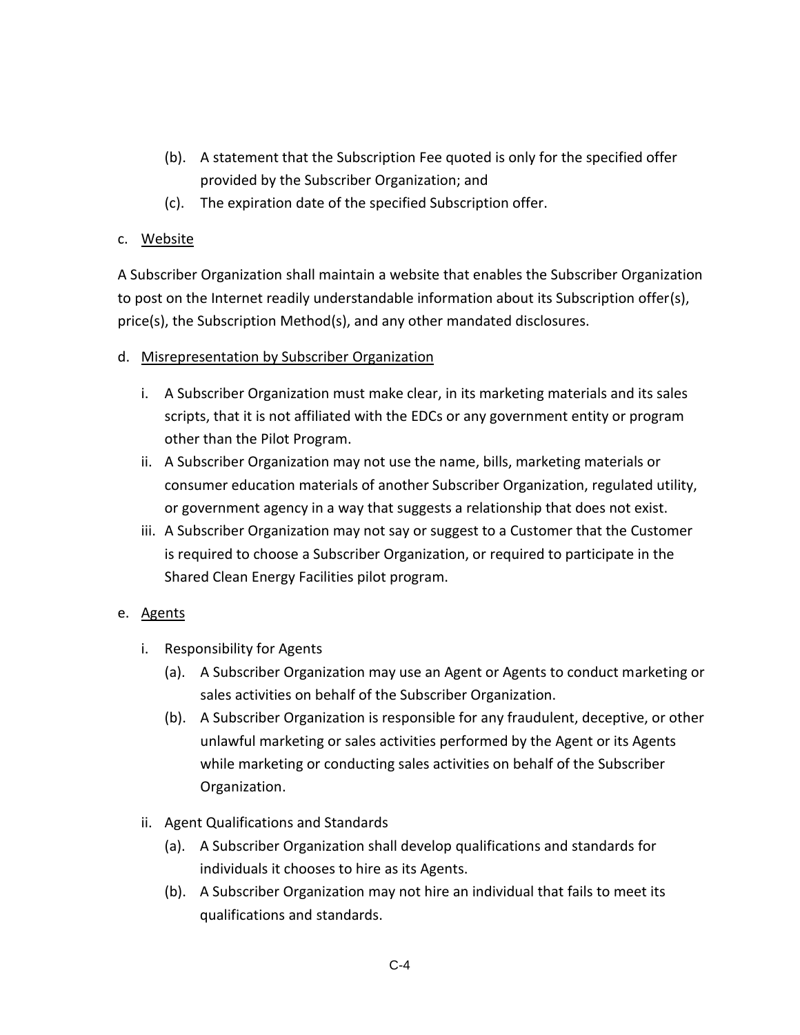(b). A statement that the Subscription Fee quoted is only for the specified offer provided by the Subscriber Organization; and

(c). The expiration date of the specified Subscription offer.

c. <u>Website</u>

A Subscriber Organization shall maintain a website that enables the Subscriber Organization to post on the Internet readily understandable information about its Subscription offer(s), price(s), the Subscription Method(s), and any other mandated disclosures.

d. <u>Misrepresentation by Subscriber Organization</u>

i. A Subscriber Organization must make clear, in its marketing materials and its sales scripts, that it is not affiliated with the EDCs or any government entity or program other than the Pilot Program.

ii. A Subscriber Organization may not use the name, bills, marketing materials or consumer education materials of another Subscriber Organization, regulated utility, or government agency in a way that suggests a relationship that does not exist.

iii. A Subscriber Organization may not say or suggest to a Customer that the Customer is required to choose a Subscriber Organization, or required to participate in the Shared Clean Energy Facilities pilot program.

e. <u>Agents</u>

i. Responsibility for Agents

(a). A Subscriber Organization may use an Agent or Agents to conduct marketing or sales activities on behalf of the Subscriber Organization.

(b). A Subscriber Organization is responsible for any fraudulent, deceptive, or other unlawful marketing or sales activities performed by the Agent or its Agents while marketing or conducting sales activities on behalf of the Subscriber Organization.

ii. Agent Qualifications and Standards

(a). A Subscriber Organization shall develop qualifications and standards for individuals it chooses to hire as its Agents.

(b). A Subscriber Organization may not hire an individual that fails to meet its qualifications and standards.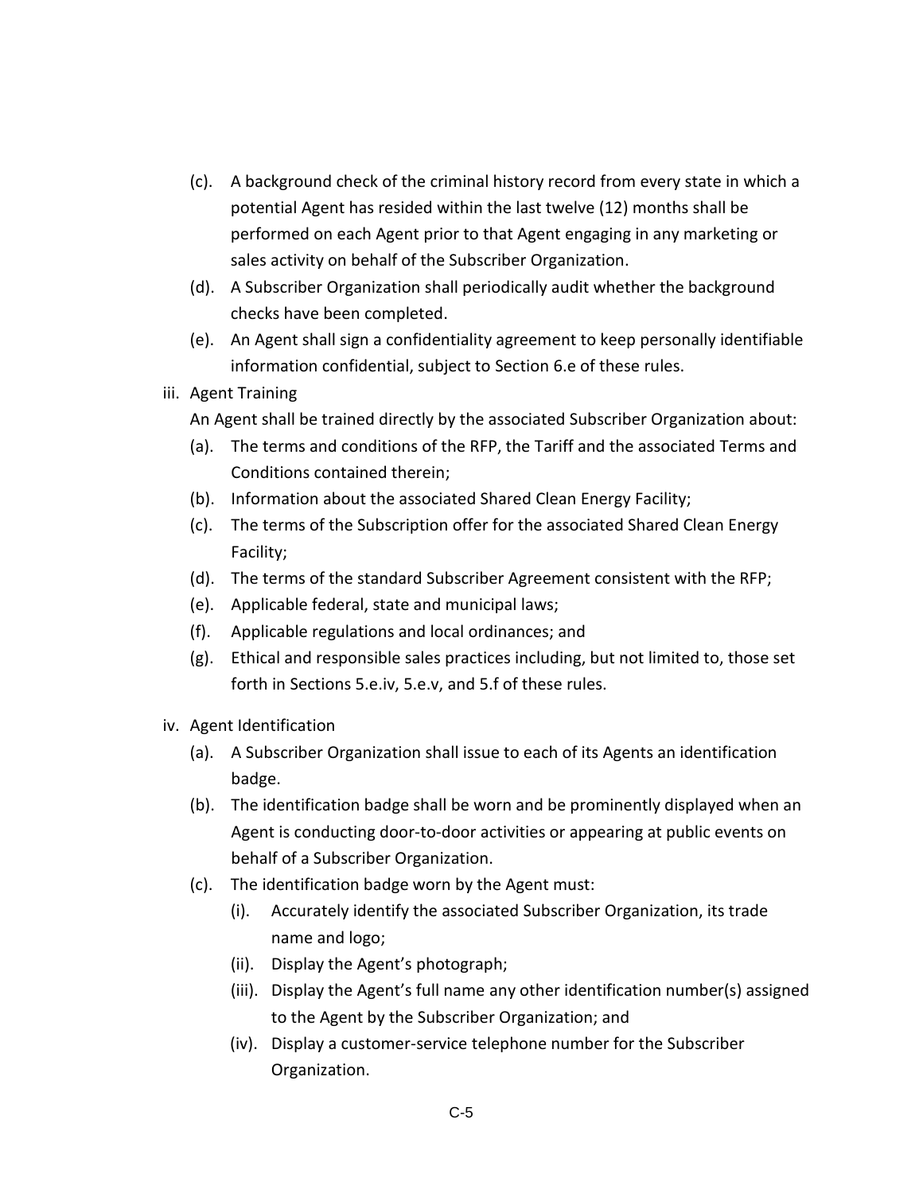- (c). A background check of the criminal history record from every state in which a potential Agent has resided within the last twelve (12) months shall be performed on each Agent prior to that Agent engaging in any marketing or sales activity on behalf of the Subscriber Organization.
- (d). A Subscriber Organization shall periodically audit whether the background checks have been completed.
- (e). An Agent shall sign a confidentiality agreement to keep personally identifiable information confidential, subject to Section 6.e of these rules.

iii. Agent Training

An Agent shall be trained directly by the associated Subscriber Organization about:

- (a). The terms and conditions of the RFP, the Tariff and the associated Terms and Conditions contained therein;
- (b). Information about the associated Shared Clean Energy Facility;
- (c). The terms of the Subscription offer for the associated Shared Clean Energy Facility;
- (d). The terms of the standard Subscriber Agreement consistent with the RFP;
- (e). Applicable federal, state and municipal laws;
- (f). Applicable regulations and local ordinances; and
- (g). Ethical and responsible sales practices including, but not limited to, those set forth in Sections 5.e.iv, 5.e.v, and 5.f of these rules.

iv. Agent Identification

- (a). A Subscriber Organization shall issue to each of its Agents an identification badge.
- (b). The identification badge shall be worn and be prominently displayed when an Agent is conducting door-to-door activities or appearing at public events on behalf of a Subscriber Organization.
- (c). The identification badge worn by the Agent must:
  - (i). Accurately identify the associated Subscriber Organization, its trade name and logo;
  - (ii). Display the Agent's photograph;
  - (iii). Display the Agent's full name any other identification number(s) assigned to the Agent by the Subscriber Organization; and
  - (iv). Display a customer-service telephone number for the Subscriber Organization.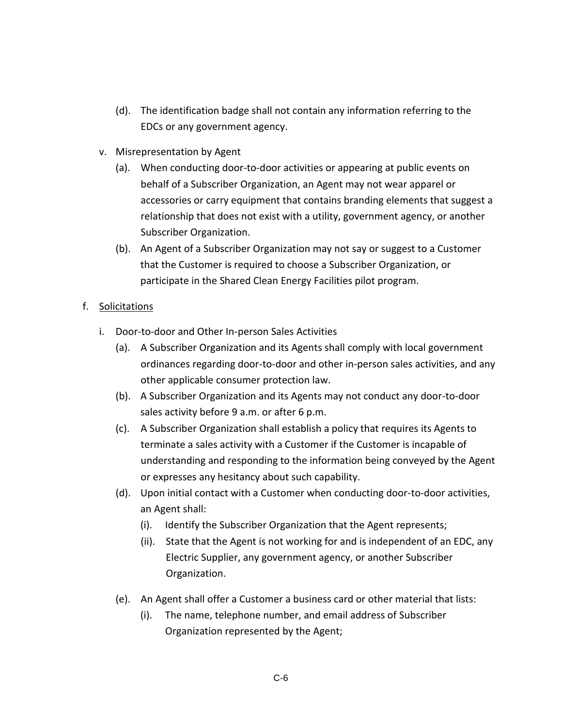(d). The identification badge shall not contain any information referring to the EDCs or any government agency.

v. Misrepresentation by Agent

(a). When conducting door-to-door activities or appearing at public events on behalf of a Subscriber Organization, an Agent may not wear apparel or accessories or carry equipment that contains branding elements that suggest a relationship that does not exist with a utility, government agency, or another Subscriber Organization.

(b). An Agent of a Subscriber Organization may not say or suggest to a Customer that the Customer is required to choose a Subscriber Organization, or participate in the Shared Clean Energy Facilities pilot program.

f. <u>Solicitations</u>

i. Door-to-door and Other In-person Sales Activities

(a). A Subscriber Organization and its Agents shall comply with local government ordinances regarding door-to-door and other in-person sales activities, and any other applicable consumer protection law.

(b). A Subscriber Organization and its Agents may not conduct any door-to-door sales activity before 9 a.m. or after 6 p.m.

(c). A Subscriber Organization shall establish a policy that requires its Agents to terminate a sales activity with a Customer if the Customer is incapable of understanding and responding to the information being conveyed by the Agent or expresses any hesitancy about such capability.

(d). Upon initial contact with a Customer when conducting door-to-door activities, an Agent shall:

(i). Identify the Subscriber Organization that the Agent represents;

(ii). State that the Agent is not working for and is independent of an EDC, any Electric Supplier, any government agency, or another Subscriber Organization.

(e). An Agent shall offer a Customer a business card or other material that lists:

(i). The name, telephone number, and email address of Subscriber Organization represented by the Agent;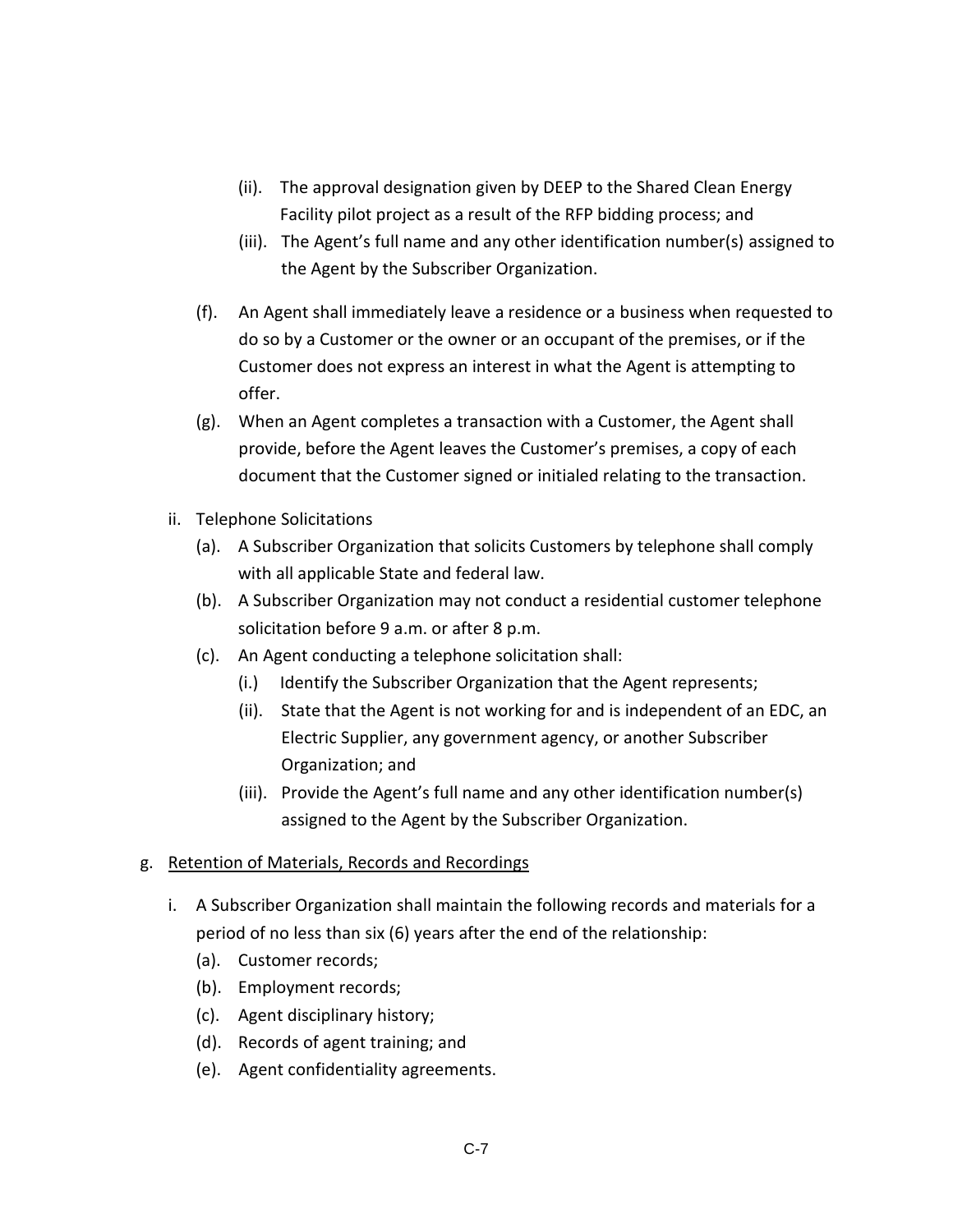(ii). The approval designation given by DEEP to the Shared Clean Energy Facility pilot project as a result of the RFP bidding process; and

(iii). The Agent's full name and any other identification number(s) assigned to the Agent by the Subscriber Organization.

(f). An Agent shall immediately leave a residence or a business when requested to do so by a Customer or the owner or an occupant of the premises, or if the Customer does not express an interest in what the Agent is attempting to offer.

(g). When an Agent completes a transaction with a Customer, the Agent shall provide, before the Agent leaves the Customer's premises, a copy of each document that the Customer signed or initialed relating to the transaction.

ii. Telephone Solicitations

(a). A Subscriber Organization that solicits Customers by telephone shall comply with all applicable State and federal law.

(b). A Subscriber Organization may not conduct a residential customer telephone solicitation before 9 a.m. or after 8 p.m.

(c). An Agent conducting a telephone solicitation shall:

(i.) Identify the Subscriber Organization that the Agent represents;

(ii). State that the Agent is not working for and is independent of an EDC, an Electric Supplier, any government agency, or another Subscriber Organization; and

(iii). Provide the Agent's full name and any other identification number(s) assigned to the Agent by the Subscriber Organization.

g. <u>Retention of Materials, Records and Recordings</u>

i. A Subscriber Organization shall maintain the following records and materials for a period of no less than six (6) years after the end of the relationship:

(a). Customer records;

(b). Employment records;

(c). Agent disciplinary history;

(d). Records of agent training; and

(e). Agent confidentiality agreements.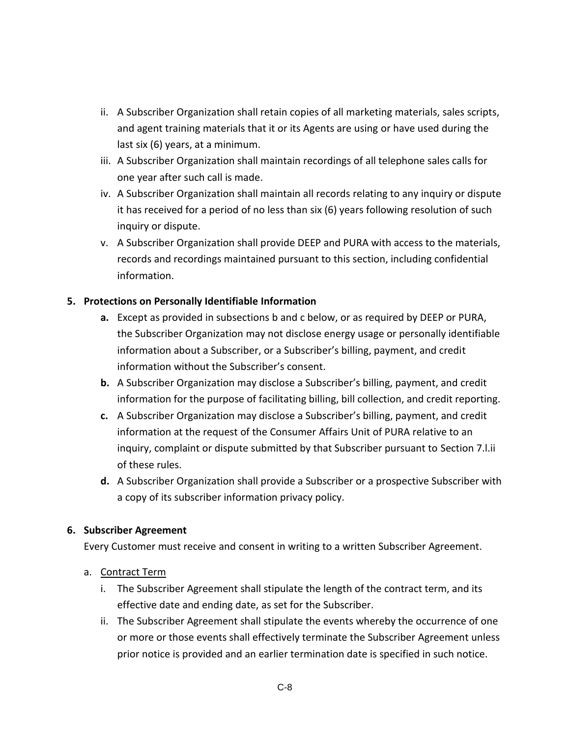ii. A Subscriber Organization shall retain copies of all marketing materials, sales scripts, and agent training materials that it or its Agents are using or have used during the last six (6) years, at a minimum.

iii. A Subscriber Organization shall maintain recordings of all telephone sales calls for one year after such call is made.

iv. A Subscriber Organization shall maintain all records relating to any inquiry or dispute it has received for a period of no less than six (6) years following resolution of such inquiry or dispute.

v. A Subscriber Organization shall provide DEEP and PURA with access to the materials, records and recordings maintained pursuant to this section, including confidential information.

**5. Protections on Personally Identifiable Information**

**a.** Except as provided in subsections b and c below, or as required by DEEP or PURA, the Subscriber Organization may not disclose energy usage or personally identifiable information about a Subscriber, or a Subscriber's billing, payment, and credit information without the Subscriber's consent.

**b.** A Subscriber Organization may disclose a Subscriber's billing, payment, and credit information for the purpose of facilitating billing, bill collection, and credit reporting.

**c.** A Subscriber Organization may disclose a Subscriber's billing, payment, and credit information at the request of the Consumer Affairs Unit of PURA relative to an inquiry, complaint or dispute submitted by that Subscriber pursuant to Section 7.l.ii of these rules.

**d.** A Subscriber Organization shall provide a Subscriber or a prospective Subscriber with a copy of its subscriber information privacy policy.

**6. Subscriber Agreement**

Every Customer must receive and consent in writing to a written Subscriber Agreement.

a. Contract Term

i. The Subscriber Agreement shall stipulate the length of the contract term, and its effective date and ending date, as set for the Subscriber.

ii. The Subscriber Agreement shall stipulate the events whereby the occurrence of one or more or those events shall effectively terminate the Subscriber Agreement unless prior notice is provided and an earlier termination date is specified in such notice.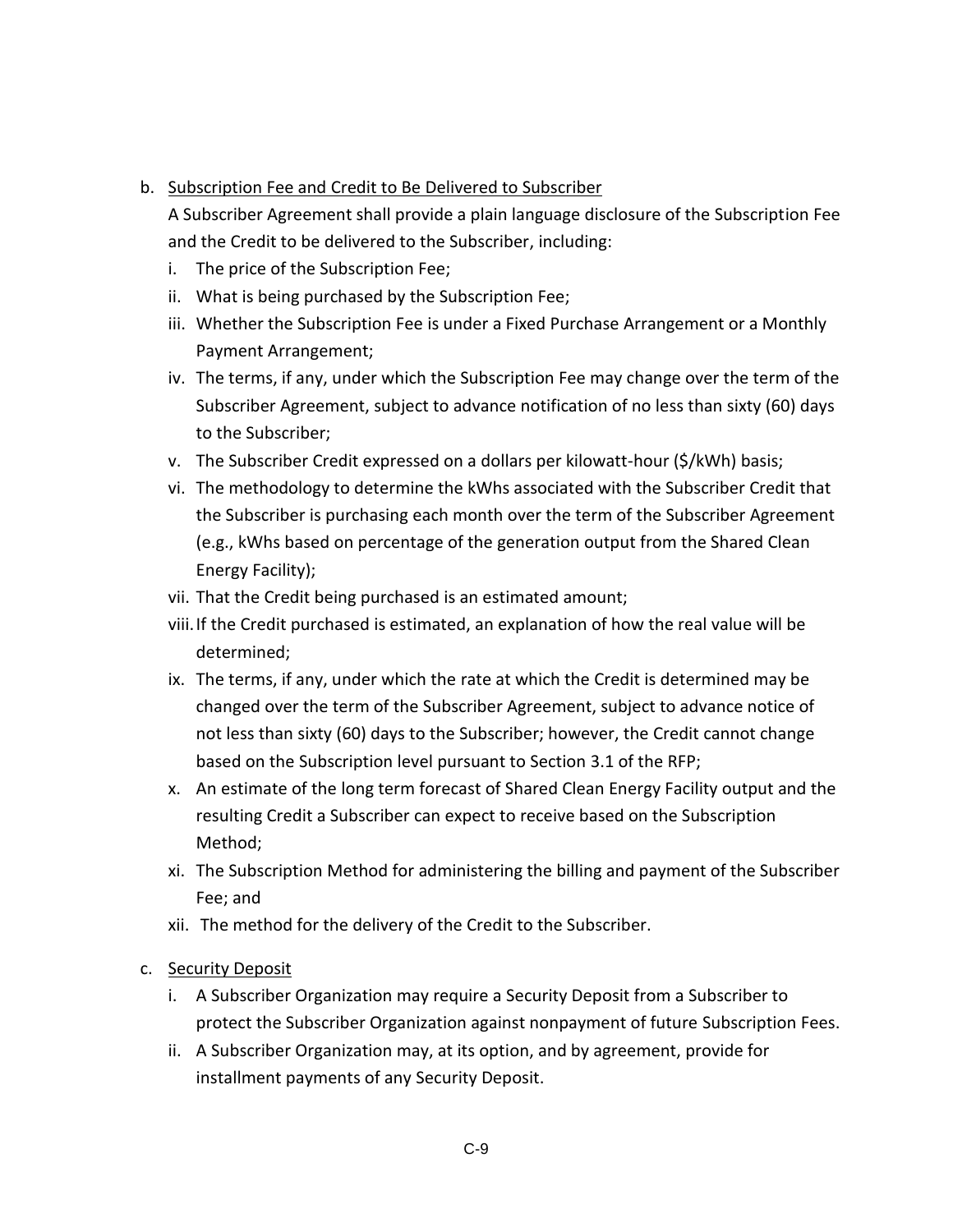b. Subscription Fee and Credit to Be Delivered to Subscriber

   A Subscriber Agreement shall provide a plain language disclosure of the Subscription Fee and the Credit to be delivered to the Subscriber, including:

   i. The price of the Subscription Fee;
   ii. What is being purchased by the Subscription Fee;
   iii. Whether the Subscription Fee is under a Fixed Purchase Arrangement or a Monthly Payment Arrangement;
   iv. The terms, if any, under which the Subscription Fee may change over the term of the Subscriber Agreement, subject to advance notification of no less than sixty (60) days to the Subscriber;
   v. The Subscriber Credit expressed on a dollars per kilowatt-hour ($/kWh) basis;
   vi. The methodology to determine the kWhs associated with the Subscriber Credit that the Subscriber is purchasing each month over the term of the Subscriber Agreement (e.g., kWhs based on percentage of the generation output from the Shared Clean Energy Facility);
   vii. That the Credit being purchased is an estimated amount;
   viii. If the Credit purchased is estimated, an explanation of how the real value will be determined;
   ix. The terms, if any, under which the rate at which the Credit is determined may be changed over the term of the Subscriber Agreement, subject to advance notice of not less than sixty (60) days to the Subscriber; however, the Credit cannot change based on the Subscription level pursuant to Section 3.1 of the RFP;
   x. An estimate of the long term forecast of Shared Clean Energy Facility output and the resulting Credit a Subscriber can expect to receive based on the Subscription Method;
   xi. The Subscription Method for administering the billing and payment of the Subscriber Fee; and
   xii. The method for the delivery of the Credit to the Subscriber.

c. Security Deposit

   i. A Subscriber Organization may require a Security Deposit from a Subscriber to protect the Subscriber Organization against nonpayment of future Subscription Fees.
   ii. A Subscriber Organization may, at its option, and by agreement, provide for installment payments of any Security Deposit.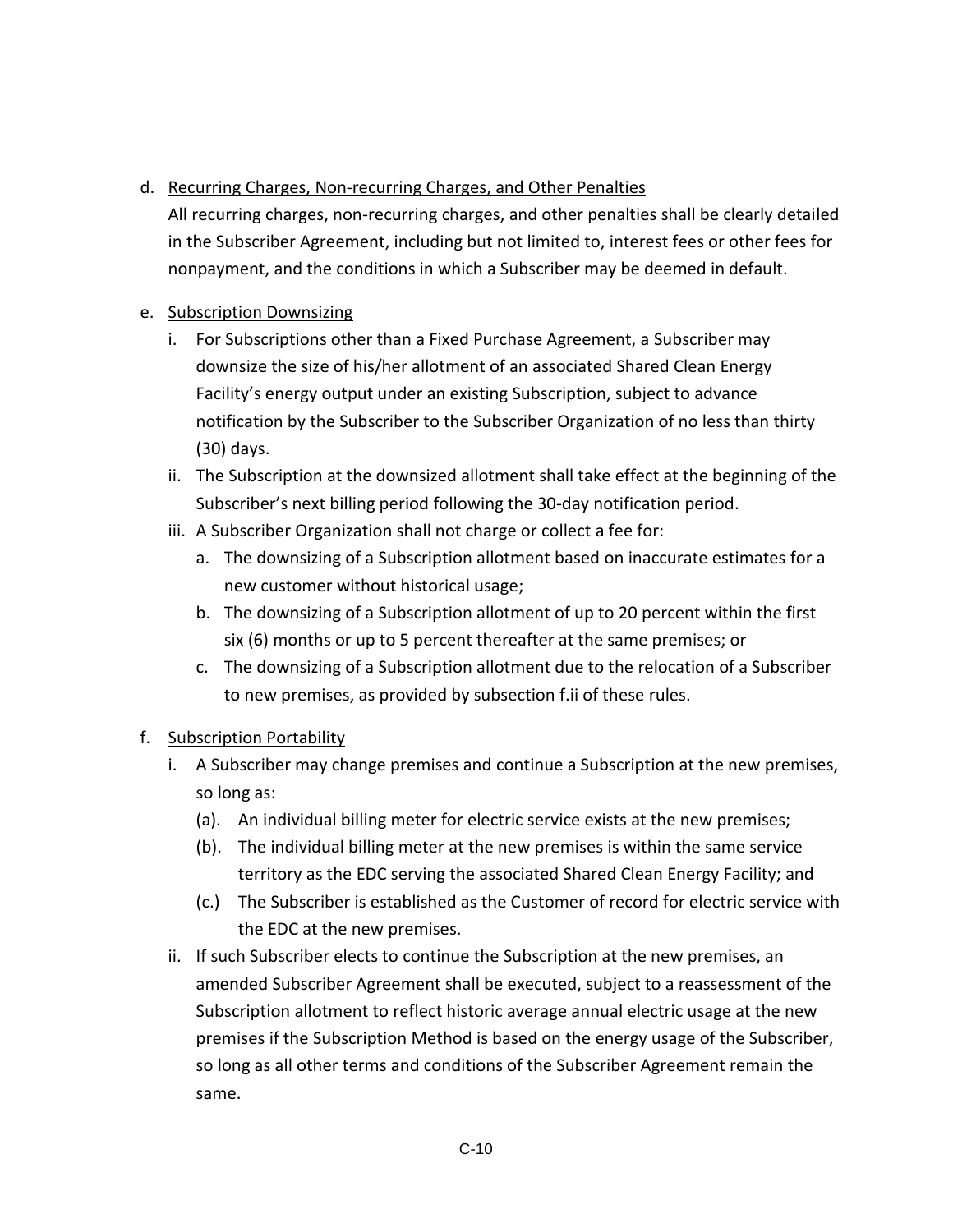d. <u>Recurring Charges, Non-recurring Charges, and Other Penalties</u>

   All recurring charges, non-recurring charges, and other penalties shall be clearly detailed in the Subscriber Agreement, including but not limited to, interest fees or other fees for nonpayment, and the conditions in which a Subscriber may be deemed in default.

e. <u>Subscription Downsizing</u>

   i. For Subscriptions other than a Fixed Purchase Agreement, a Subscriber may downsize the size of his/her allotment of an associated Shared Clean Energy Facility's energy output under an existing Subscription, subject to advance notification by the Subscriber to the Subscriber Organization of no less than thirty (30) days.

   ii. The Subscription at the downsized allotment shall take effect at the beginning of the Subscriber's next billing period following the 30-day notification period.

   iii. A Subscriber Organization shall not charge or collect a fee for:

      a. The downsizing of a Subscription allotment based on inaccurate estimates for a new customer without historical usage;

      b. The downsizing of a Subscription allotment of up to 20 percent within the first six (6) months or up to 5 percent thereafter at the same premises; or

      c. The downsizing of a Subscription allotment due to the relocation of a Subscriber to new premises, as provided by subsection f.ii of these rules.

f. <u>Subscription Portability</u>

   i. A Subscriber may change premises and continue a Subscription at the new premises, so long as:

      (a). An individual billing meter for electric service exists at the new premises;

      (b). The individual billing meter at the new premises is within the same service territory as the EDC serving the associated Shared Clean Energy Facility; and

      (c.) The Subscriber is established as the Customer of record for electric service with the EDC at the new premises.

   ii. If such Subscriber elects to continue the Subscription at the new premises, an amended Subscriber Agreement shall be executed, subject to a reassessment of the Subscription allotment to reflect historic average annual electric usage at the new premises if the Subscription Method is based on the energy usage of the Subscriber, so long as all other terms and conditions of the Subscriber Agreement remain the same.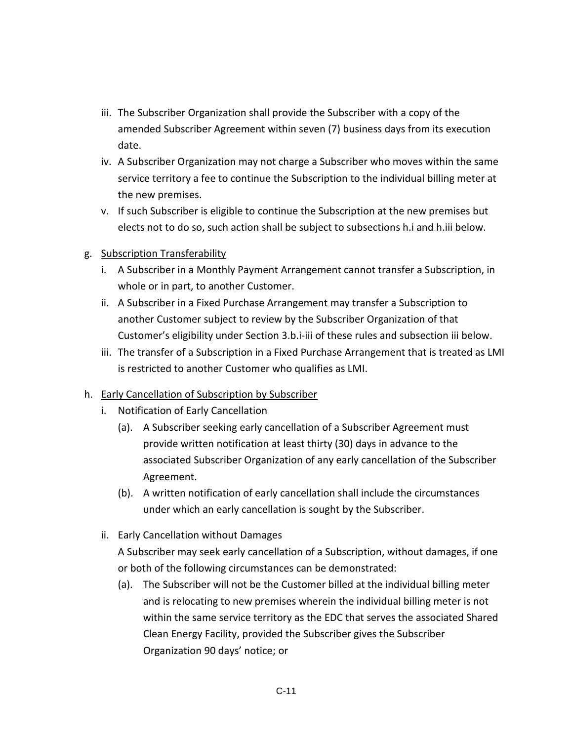iii. The Subscriber Organization shall provide the Subscriber with a copy of the amended Subscriber Agreement within seven (7) business days from its execution date.

iv. A Subscriber Organization may not charge a Subscriber who moves within the same service territory a fee to continue the Subscription to the individual billing meter at the new premises.

v. If such Subscriber is eligible to continue the Subscription at the new premises but elects not to do so, such action shall be subject to subsections h.i and h.iii below.

g. <u>Subscription Transferability</u>

i. A Subscriber in a Monthly Payment Arrangement cannot transfer a Subscription, in whole or in part, to another Customer.

ii. A Subscriber in a Fixed Purchase Arrangement may transfer a Subscription to another Customer subject to review by the Subscriber Organization of that Customer's eligibility under Section 3.b.i-iii of these rules and subsection iii below.

iii. The transfer of a Subscription in a Fixed Purchase Arrangement that is treated as LMI is restricted to another Customer who qualifies as LMI.

h. <u>Early Cancellation of Subscription by Subscriber</u>

i. Notification of Early Cancellation

(a). A Subscriber seeking early cancellation of a Subscriber Agreement must provide written notification at least thirty (30) days in advance to the associated Subscriber Organization of any early cancellation of the Subscriber Agreement.

(b). A written notification of early cancellation shall include the circumstances under which an early cancellation is sought by the Subscriber.

ii. Early Cancellation without Damages

A Subscriber may seek early cancellation of a Subscription, without damages, if one or both of the following circumstances can be demonstrated:

(a). The Subscriber will not be the Customer billed at the individual billing meter and is relocating to new premises wherein the individual billing meter is not within the same service territory as the EDC that serves the associated Shared Clean Energy Facility, provided the Subscriber gives the Subscriber Organization 90 days' notice; or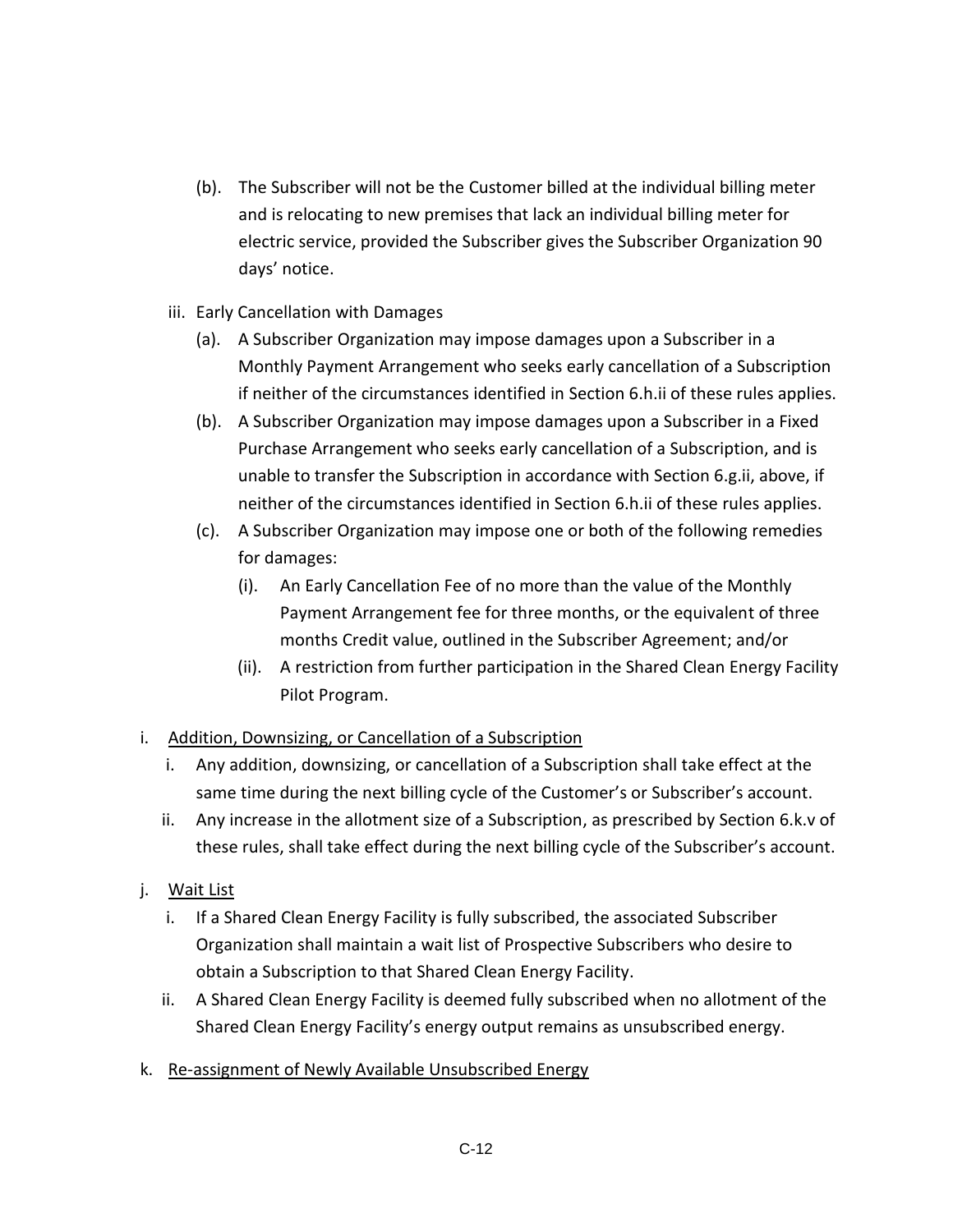- (b). The Subscriber will not be the Customer billed at the individual billing meter and is relocating to new premises that lack an individual billing meter for electric service, provided the Subscriber gives the Subscriber Organization 90 days' notice.

- iii. Early Cancellation with Damages
  - (a). A Subscriber Organization may impose damages upon a Subscriber in a Monthly Payment Arrangement who seeks early cancellation of a Subscription if neither of the circumstances identified in Section 6.h.ii of these rules applies.
  - (b). A Subscriber Organization may impose damages upon a Subscriber in a Fixed Purchase Arrangement who seeks early cancellation of a Subscription, and is unable to transfer the Subscription in accordance with Section 6.g.ii, above, if neither of the circumstances identified in Section 6.h.ii of these rules applies.
  - (c). A Subscriber Organization may impose one or both of the following remedies for damages:
    - (i). An Early Cancellation Fee of no more than the value of the Monthly Payment Arrangement fee for three months, or the equivalent of three months Credit value, outlined in the Subscriber Agreement; and/or
    - (ii). A restriction from further participation in the Shared Clean Energy Facility Pilot Program.

i. <u>Addition, Downsizing, or Cancellation of a Subscription</u>
   - i. Any addition, downsizing, or cancellation of a Subscription shall take effect at the same time during the next billing cycle of the Customer's or Subscriber's account.
   - ii. Any increase in the allotment size of a Subscription, as prescribed by Section 6.k.v of these rules, shall take effect during the next billing cycle of the Subscriber's account.

j. <u>Wait List</u>
   - i. If a Shared Clean Energy Facility is fully subscribed, the associated Subscriber Organization shall maintain a wait list of Prospective Subscribers who desire to obtain a Subscription to that Shared Clean Energy Facility.
   - ii. A Shared Clean Energy Facility is deemed fully subscribed when no allotment of the Shared Clean Energy Facility's energy output remains as unsubscribed energy.

k. <u>Re-assignment of Newly Available Unsubscribed Energy</u>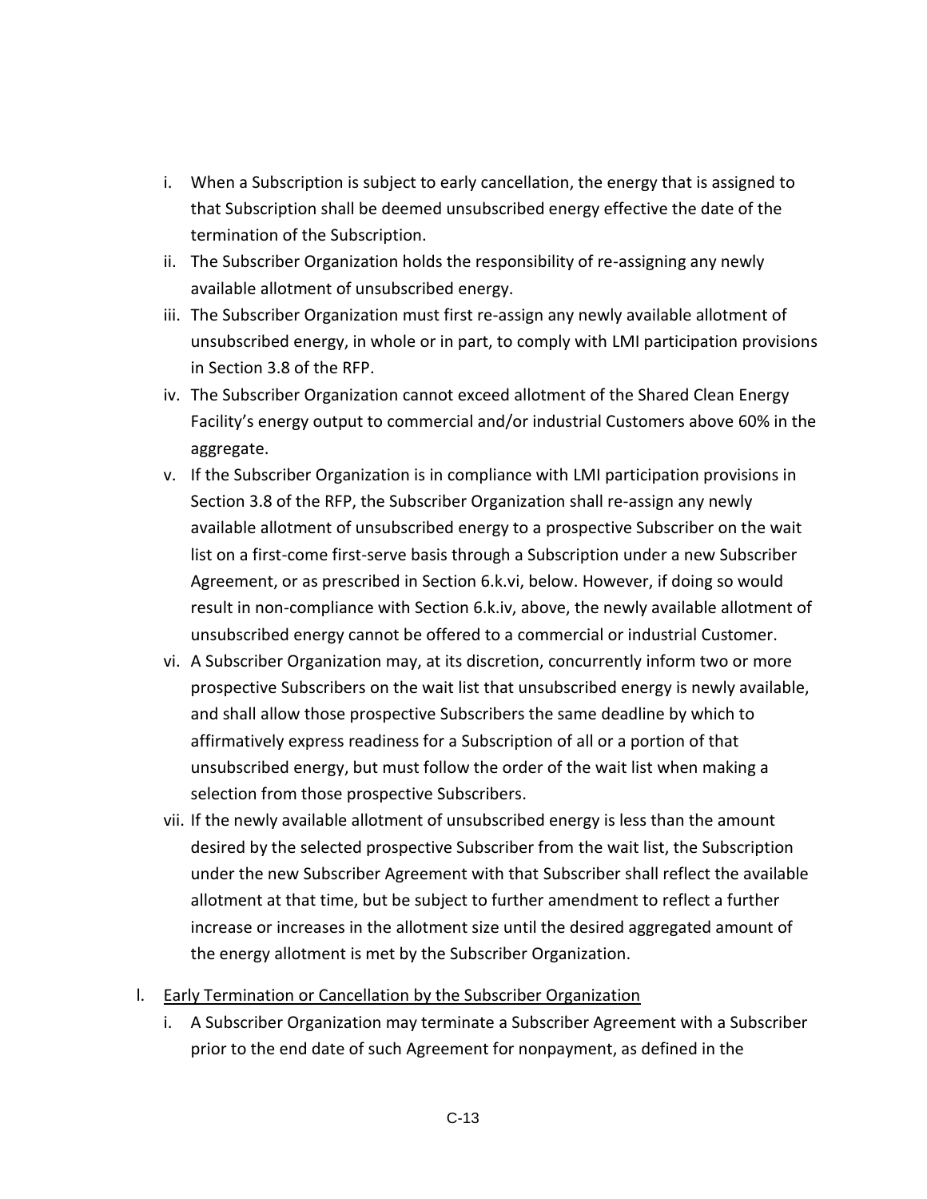i. When a Subscription is subject to early cancellation, the energy that is assigned to that Subscription shall be deemed unsubscribed energy effective the date of the termination of the Subscription.

ii. The Subscriber Organization holds the responsibility of re-assigning any newly available allotment of unsubscribed energy.

iii. The Subscriber Organization must first re-assign any newly available allotment of unsubscribed energy, in whole or in part, to comply with LMI participation provisions in Section 3.8 of the RFP.

iv. The Subscriber Organization cannot exceed allotment of the Shared Clean Energy Facility's energy output to commercial and/or industrial Customers above 60% in the aggregate.

v. If the Subscriber Organization is in compliance with LMI participation provisions in Section 3.8 of the RFP, the Subscriber Organization shall re-assign any newly available allotment of unsubscribed energy to a prospective Subscriber on the wait list on a first-come first-serve basis through a Subscription under a new Subscriber Agreement, or as prescribed in Section 6.k.vi, below. However, if doing so would result in non-compliance with Section 6.k.iv, above, the newly available allotment of unsubscribed energy cannot be offered to a commercial or industrial Customer.

vi. A Subscriber Organization may, at its discretion, concurrently inform two or more prospective Subscribers on the wait list that unsubscribed energy is newly available, and shall allow those prospective Subscribers the same deadline by which to affirmatively express readiness for a Subscription of all or a portion of that unsubscribed energy, but must follow the order of the wait list when making a selection from those prospective Subscribers.

vii. If the newly available allotment of unsubscribed energy is less than the amount desired by the selected prospective Subscriber from the wait list, the Subscription under the new Subscriber Agreement with that Subscriber shall reflect the available allotment at that time, but be subject to further amendment to reflect a further increase or increases in the allotment size until the desired aggregated amount of the energy allotment is met by the Subscriber Organization.

l. <u>Early Termination or Cancellation by the Subscriber Organization</u>

i. A Subscriber Organization may terminate a Subscriber Agreement with a Subscriber prior to the end date of such Agreement for nonpayment, as defined in the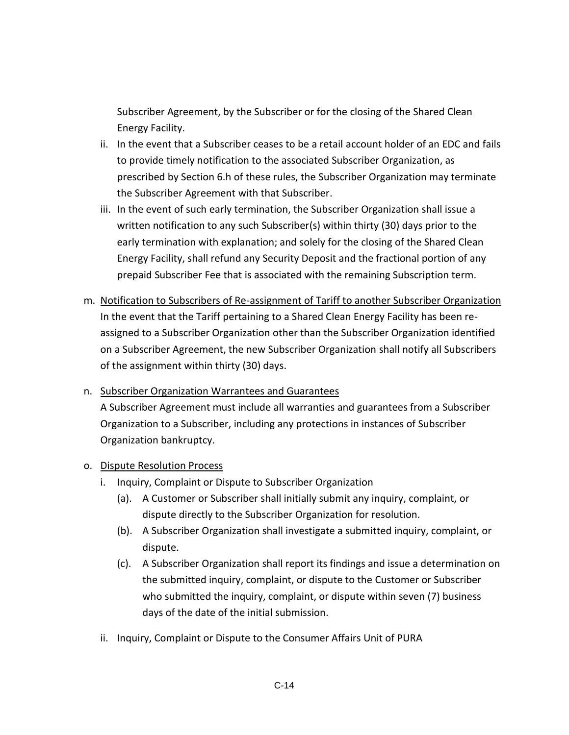Subscriber Agreement, by the Subscriber or for the closing of the Shared Clean Energy Facility.

ii. In the event that a Subscriber ceases to be a retail account holder of an EDC and fails to provide timely notification to the associated Subscriber Organization, as prescribed by Section 6.h of these rules, the Subscriber Organization may terminate the Subscriber Agreement with that Subscriber.

iii. In the event of such early termination, the Subscriber Organization shall issue a written notification to any such Subscriber(s) within thirty (30) days prior to the early termination with explanation; and solely for the closing of the Shared Clean Energy Facility, shall refund any Security Deposit and the fractional portion of any prepaid Subscriber Fee that is associated with the remaining Subscription term.

m. <u>Notification to Subscribers of Re-assignment of Tariff to another Subscriber Organization</u>
In the event that the Tariff pertaining to a Shared Clean Energy Facility has been re-assigned to a Subscriber Organization other than the Subscriber Organization identified on a Subscriber Agreement, the new Subscriber Organization shall notify all Subscribers of the assignment within thirty (30) days.

n. <u>Subscriber Organization Warrantees and Guarantees</u>
A Subscriber Agreement must include all warranties and guarantees from a Subscriber Organization to a Subscriber, including any protections in instances of Subscriber Organization bankruptcy.

o. <u>Dispute Resolution Process</u>

i. Inquiry, Complaint or Dispute to Subscriber Organization

(a). A Customer or Subscriber shall initially submit any inquiry, complaint, or dispute directly to the Subscriber Organization for resolution.

(b). A Subscriber Organization shall investigate a submitted inquiry, complaint, or dispute.

(c). A Subscriber Organization shall report its findings and issue a determination on the submitted inquiry, complaint, or dispute to the Customer or Subscriber who submitted the inquiry, complaint, or dispute within seven (7) business days of the date of the initial submission.

ii. Inquiry, Complaint or Dispute to the Consumer Affairs Unit of PURA